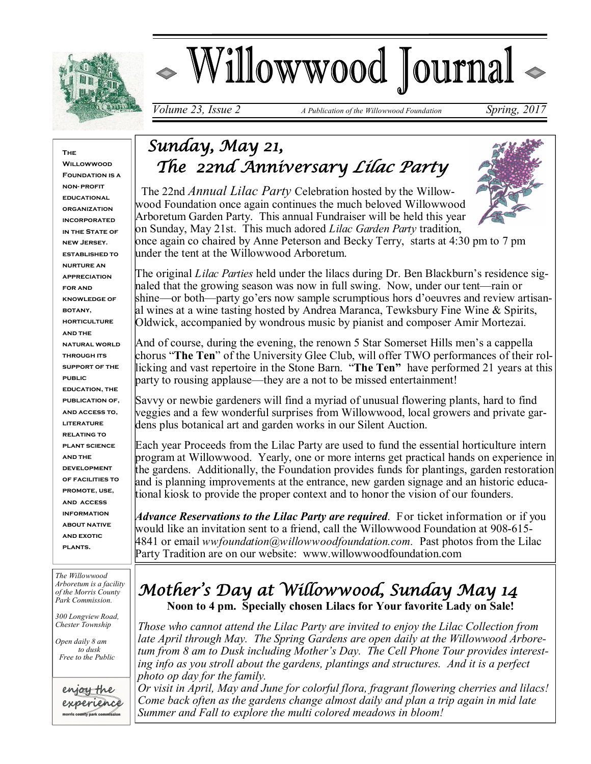# Willowwood Journal

*Volume 23, Issue 2* — *A Publication of the Willowwood Foundation* — *Spring, 2017*

## *Sunday, May 21, The 22nd Anniversary Lilac Party*

The 22nd *Annual Lilac Party* Celebration hosted by the Willowwood Foundation once again continues the much beloved Willowwood Arboretum Garden Party. This annual Fundraiser will be held this year on Sunday, May 21st. This much adored *Lilac Garden Party* tradition, once again co chaired by Anne Peterson and Becky Terry, starts at 4:30 pm to 7 pm under the tent at the Willowwood Arboretum.

The original *Lilac Parties* held under the lilacs during Dr. Ben Blackburn's residence signaled that the growing season was now in full swing. Now, under our tent—rain or shine—or both—party go'ers now sample scrumptious hors d'oeuvres and review artisanal wines at a wine tasting hosted by Andrea Maranca, Tewksbury Fine Wine & Spirits, Oldwick, accompanied by wondrous music by pianist and composer Amir Mortezai.

And of course, during the evening, the renown 5 Star Somerset Hills men's a cappella chorus "**The Ten**" of the University Glee Club, will offer TWO performances of their rollicking and vast repertoire in the Stone Barn. "**The Ten"** have performed 21 years at this party to rousing applause—they are a not to be missed entertainment!

Savvy or newbie gardeners will find a myriad of unusual flowering plants, hard to find veggies and a few wonderful surprises from Willowwood, local growers and private gardens plus botanical art and garden works in our Silent Auction.

Each year Proceeds from the Lilac Party are used to fund the essential horticulture intern program at Willowwood. Yearly, one or more interns get practical hands on experience in the gardens. Additionally, the Foundation provides funds for plantings, garden restoration and is planning improvements at the entrance, new garden signage and an historic educational kiosk to provide the proper context and to honor the vision of our founders.

***Advance Reservations to the Lilac Party are required***. For ticket information or if you would like an invitation sent to a friend, call the Willowwood Foundation at 908-615-4841 or email *wwfoundation@willowwoodfoundation.com*. Past photos from the Lilac Party Tradition are on our website: www.willowwoodfoundation.com

## *Mother's Day at Willowwood, Sunday May 14*

**Noon to 4 pm. Specially chosen Lilacs for Your favorite Lady on Sale!**

*Those who cannot attend the Lilac Party are invited to enjoy the Lilac Collection from late April through May. The Spring Gardens are open daily at the Willowwood Arboretum from 8 am to Dusk including Mother's Day. The Cell Phone Tour provides interesting info as you stroll about the gardens, plantings and structures. And it is a perfect photo op day for the family.*

*Or visit in April, May and June for colorful flora, fragrant flowering cherries and lilacs! Come back often as the gardens change almost daily and plan a trip again in mid late Summer and Fall to explore the multi colored meadows in bloom!*

---

**The Willowwood Foundation is a non- profit educational organization incorporated in the State of new Jersey. established to nurture an appreciation for and knowledge of botany, horticulture and the natural world through its support of the public education, the publication of, and access to, literature relating to plant science and the development of facilities to promote, use, and access information about native and exotic plants.**

*The Willowwood Arboretum is a facility of the Morris County Park Commission.*

*300 Longview Road, Chester Township*

*Open daily 8 am to dusk*
*Free to the Public*

enjoy the experience
morris county park commission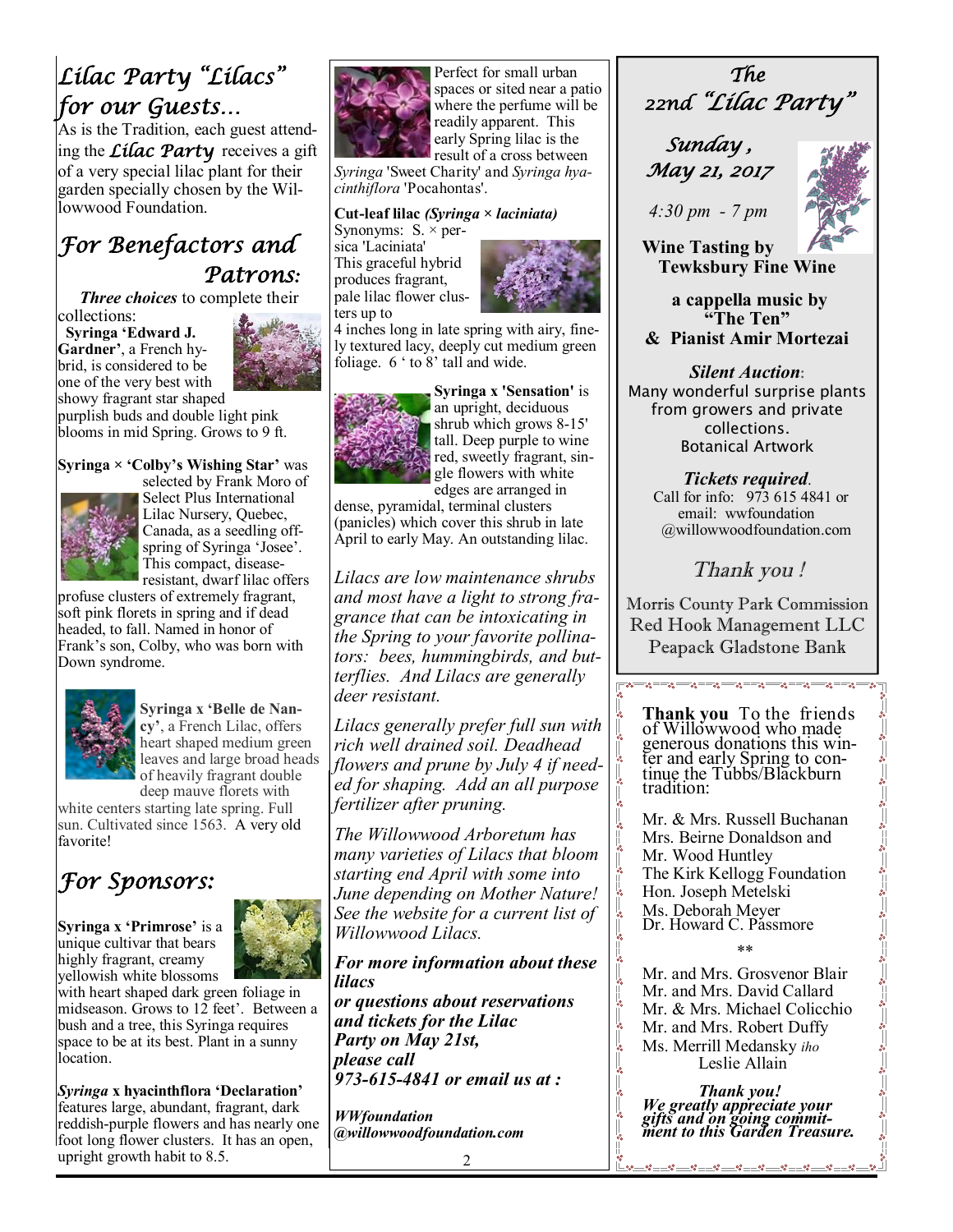# Lilac Party "Lilacs" for our Guests…

As is the Tradition, each guest attending the *Lilac Party* receives a gift of a very special lilac plant for their garden specially chosen by the Willowwood Foundation.

## For Benefactors and Patrons:

***Three choices*** to complete their collections:

**Syringa 'Edward J. Gardner'**, a French hybrid, is considered to be one of the very best with showy fragrant star shaped purplish buds and double light pink blooms in mid Spring. Grows to 9 ft.

**Syringa × 'Colby's Wishing Star'** was selected by Frank Moro of Select Plus International Lilac Nursery, Quebec, Canada, as a seedling offspring of Syringa 'Josee'. This compact, disease-resistant, dwarf lilac offers profuse clusters of extremely fragrant, soft pink florets in spring and if dead headed, to fall. Named in honor of Frank's son, Colby, who was born with Down syndrome.

**Syringa x 'Belle de Nancy'**, a French Lilac, offers heart shaped medium green leaves and large broad heads of heavily fragrant double deep mauve florets with white centers starting late spring. Full sun. Cultivated since 1563. A very old favorite!

## For Sponsors:

**Syringa x 'Primrose'** is a unique cultivar that bears highly fragrant, creamy yellowish white blossoms with heart shaped dark green foliage in midseason. Grows to 12 feet'. Between a bush and a tree, this Syringa requires space to be at its best. Plant in a sunny location.

***Syringa* x hyacinthflora 'Declaration'** features large, abundant, fragrant, dark reddish-purple flowers and has nearly one foot long flower clusters. It has an open, upright growth habit to 8.5. Perfect for small urban spaces or sited near a patio where the perfume will be readily apparent. This early Spring lilac is the result of a cross between *Syringa* 'Sweet Charity' and *Syringa hyacinthiflora* 'Pocahontas'.

**Cut-leaf lilac *(Syringa × laciniata)***
Synonyms: S. × persica 'Laciniata'
This graceful hybrid produces fragrant, pale lilac flower clusters up to 4 inches long in late spring with airy, finely textured lacy, deeply cut medium green foliage. 6 ' to 8' tall and wide.

**Syringa x 'Sensation'** is an upright, deciduous shrub which grows 8-15' tall. Deep purple to wine red, sweetly fragrant, single flowers with white edges are arranged in dense, pyramidal, terminal clusters (panicles) which cover this shrub in late April to early May. An outstanding lilac.

*Lilacs are low maintenance shrubs and most have a light to strong fragrance that can be intoxicating in the Spring to your favorite pollinators: bees, hummingbirds, and butterflies. And Lilacs are generally deer resistant.*

*Lilacs generally prefer full sun with rich well drained soil. Deadhead flowers and prune by July 4 if needed for shaping. Add an all purpose fertilizer after pruning.*

*The Willowwood Arboretum has many varieties of Lilacs that bloom starting end April with some into June depending on Mother Nature! See the website for a current list of Willowwood Lilacs.*

***For more information about these lilacs or questions about reservations and tickets for the Lilac Party on May 21st, please call 973-615-4841 or email us at :***

***WWfoundation @willowwoodfoundation.com***

# The 22nd "Lilac Party"

***Sunday , May 21, 2017***

*4:30 pm - 7 pm*

**Wine Tasting by Tewksbury Fine Wine**

**a cappella music by "The Ten" & Pianist Amir Mortezai**

***Silent Auction*:**
Many wonderful surprise plants from growers and private collections.
Botanical Artwork

***Tickets required*.**
Call for info: 973 615 4841 or email: wwfoundation @willowwoodfoundation.com

*Thank you !*

Morris County Park Commission
Red Hook Management LLC
Peapack Gladstone Bank

**Thank you** To the friends of Willowwood who made generous donations this winter and early Spring to continue the Tubbs/Blackburn tradition:

Mr. & Mrs. Russell Buchanan
Mrs. Beirne Donaldson and Mr. Wood Huntley
The Kirk Kellogg Foundation
Hon. Joseph Metelski
Ms. Deborah Meyer
Dr. Howard C. Passmore

\*\*

Mr. and Mrs. Grosvenor Blair
Mr. and Mrs. David Callard
Mr. & Mrs. Michael Colicchio
Mr. and Mrs. Robert Duffy
Ms. Merrill Medansky *iho* Leslie Allain

***Thank you!***
***We greatly appreciate your gifts and on going commitment to this Garden Treasure.***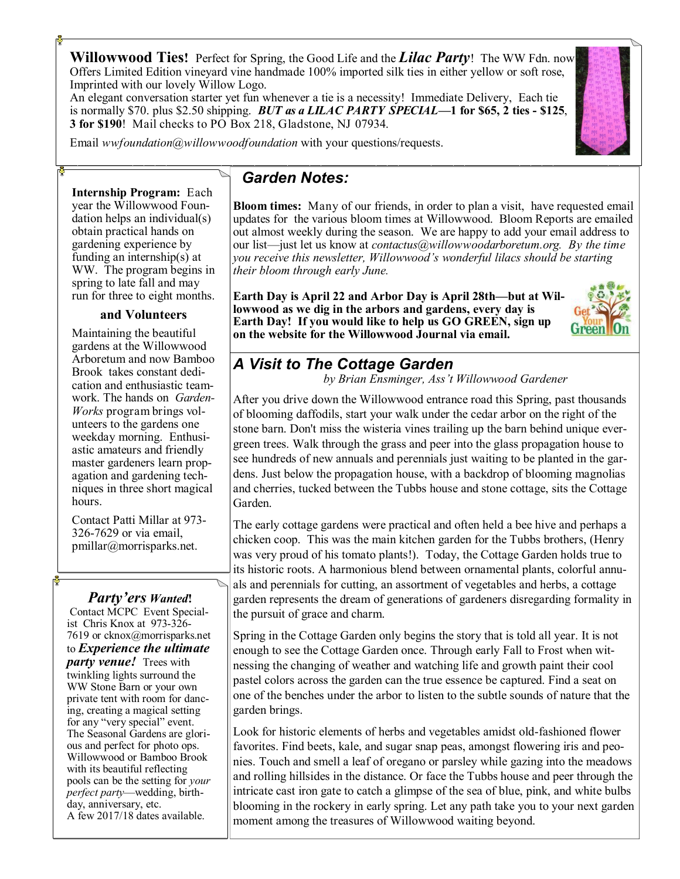**Willowwood Ties!** Perfect for Spring, the Good Life and the ***Lilac Party***! The WW Fdn. now Offers Limited Edition vineyard vine handmade 100% imported silk ties in either yellow or soft rose, Imprinted with our lovely Willow Logo.
An elegant conversation starter yet fun whenever a tie is a necessity! Immediate Delivery, Each tie is normally $70. plus $2.50 shipping. ***BUT as a LILAC PARTY SPECIAL*—1 for $65, 2 ties - $125, 3 for $190**! Mail checks to PO Box 218, Gladstone, NJ 07934.

Email *wwfoundation@willowwoodfoundation* with your questions/requests.

**Internship Program:** Each year the Willowwood Foundation helps an individual(s) obtain practical hands on gardening experience by funding an internship(s) at WW. The program begins in spring to late fall and may run for three to eight months.

### and Volunteers

Maintaining the beautiful gardens at the Willowwood Arboretum and now Bamboo Brook takes constant dedication and enthusiastic teamwork. The hands on *GardenWorks* program brings volunteers to the gardens one weekday morning. Enthusiastic amateurs and friendly master gardeners learn propagation and gardening techniques in three short magical hours.

Contact Patti Millar at 973-326-7629 or via email, pmillar@morrisparks.net.

### *Party'ers Wanted*!

Contact MCPC Event Specialist Chris Knox at 973-326-7619 or cknox@morrisparks.net to ***Experience the ultimate party venue!*** Trees with twinkling lights surround the WW Stone Barn or your own private tent with room for dancing, creating a magical setting for any "very special" event. The Seasonal Gardens are glorious and perfect for photo ops. Willowwood or Bamboo Brook with its beautiful reflecting pools can be the setting for *your perfect party*—wedding, birthday, anniversary, etc.
A few 2017/18 dates available.

## *Garden Notes:*

**Bloom times:** Many of our friends, in order to plan a visit, have requested email updates for the various bloom times at Willowwood. Bloom Reports are emailed out almost weekly during the season. We are happy to add your email address to our list—just let us know at *contactus@willowwoodarboretum.org. By the time you receive this newsletter, Willowwood's wonderful lilacs should be starting their bloom through early June.*

**Earth Day is April 22 and Arbor Day is April 28th—but at Willowwood as we dig in the arbors and gardens, every day is Earth Day! If you would like to help us GO GREEN, sign up on the website for the Willowwood Journal via email.**

## *A Visit to The Cottage Garden*

*by Brian Ensminger, Ass't Willowwood Gardener*

After you drive down the Willowwood entrance road this Spring, past thousands of blooming daffodils, start your walk under the cedar arbor on the right of the stone barn. Don't miss the wisteria vines trailing up the barn behind unique evergreen trees. Walk through the grass and peer into the glass propagation house to see hundreds of new annuals and perennials just waiting to be planted in the gardens. Just below the propagation house, with a backdrop of blooming magnolias and cherries, tucked between the Tubbs house and stone cottage, sits the Cottage Garden.

The early cottage gardens were practical and often held a bee hive and perhaps a chicken coop. This was the main kitchen garden for the Tubbs brothers, (Henry was very proud of his tomato plants!). Today, the Cottage Garden holds true to its historic roots. A harmonious blend between ornamental plants, colorful annuals and perennials for cutting, an assortment of vegetables and herbs, a cottage garden represents the dream of generations of gardeners disregarding formality in the pursuit of grace and charm.

Spring in the Cottage Garden only begins the story that is told all year. It is not enough to see the Cottage Garden once. Through early Fall to Frost when witnessing the changing of weather and watching life and growth paint their cool pastel colors across the garden can the true essence be captured. Find a seat on one of the benches under the arbor to listen to the subtle sounds of nature that the garden brings.

Look for historic elements of herbs and vegetables amidst old-fashioned flower favorites. Find beets, kale, and sugar snap peas, amongst flowering iris and peonies. Touch and smell a leaf of oregano or parsley while gazing into the meadows and rolling hillsides in the distance. Or face the Tubbs house and peer through the intricate cast iron gate to catch a glimpse of the sea of blue, pink, and white bulbs blooming in the rockery in early spring. Let any path take you to your next garden moment among the treasures of Willowwood waiting beyond.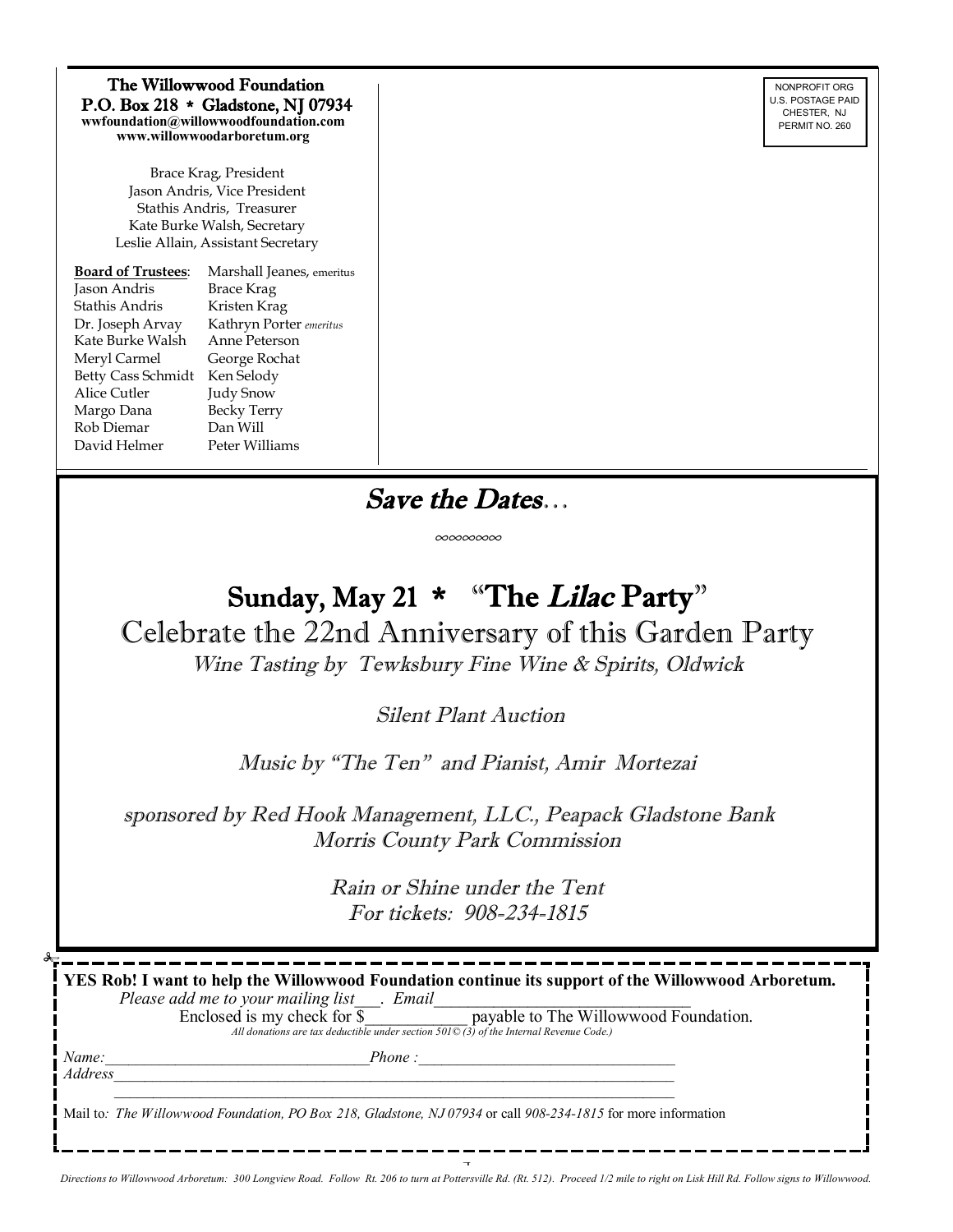**The Willowwood Foundation**
**P.O. Box 218 * Gladstone, NJ 07934**
**wwfoundation@willowwoodfoundation.com**
**www.willowwoodarboretum.org**

Brace Krag, President
Jason Andris, Vice President
Stathis Andris, Treasurer
Kate Burke Walsh, Secretary
Leslie Allain, Assistant Secretary

**Board of Trustees**:

Jason Andris
Stathis Andris
Dr. Joseph Arvay
Kate Burke Walsh
Meryl Carmel
Betty Cass Schmidt
Alice Cutler
Margo Dana
Rob Diemar
David Helmer
Marshall Jeanes, emeritus
Brace Krag
Kristen Krag
Kathryn Porter *emeritus*
Anne Peterson
George Rochat
Ken Selody
Judy Snow
Becky Terry
Dan Will
Peter Williams

NONPROFIT ORG
U.S. POSTAGE PAID
CHESTER, NJ
PERMIT NO. 260

## *Save the Dates…*

∞∞∞∞∞∞

## Sunday, May 21 * "The *Lilac* Party"

### Celebrate the 22nd Anniversary of this Garden Party

*Wine Tasting by Tewksbury Fine Wine & Spirits, Oldwick*

*Silent Plant Auction*

*Music by "The Ten" and Pianist, Amir Mortezai*

*sponsored by Red Hook Management, LLC., Peapack Gladstone Bank*
*Morris County Park Commission*

*Rain or Shine under the Tent*
*For tickets: 908-234-1815*

---

**YES Rob! I want to help the Willowwood Foundation continue its support of the Willowwood Arboretum.**

*Please add me to your mailing list*___. *Email*_______________________________

Enclosed is my check for $____________ payable to The Willowwood Foundation.

*All donations are tax deductible under section 501© (3) of the Internal Revenue Code.)*

*Name:*__________________________________*Phone :*________________________________

*Address*_____________________________________________________________________

______________________________________________________________________________

Mail to*: The Willowwood Foundation, PO Box 218, Gladstone, NJ 07934* or call *908-234-1815* for more information

---

*Directions to Willowwood Arboretum: 300 Longview Road. Follow Rt. 206 to turn at Pottersville Rd. (Rt. 512). Proceed 1/2 mile to right on Lisk Hill Rd. Follow signs to Willowwood.*